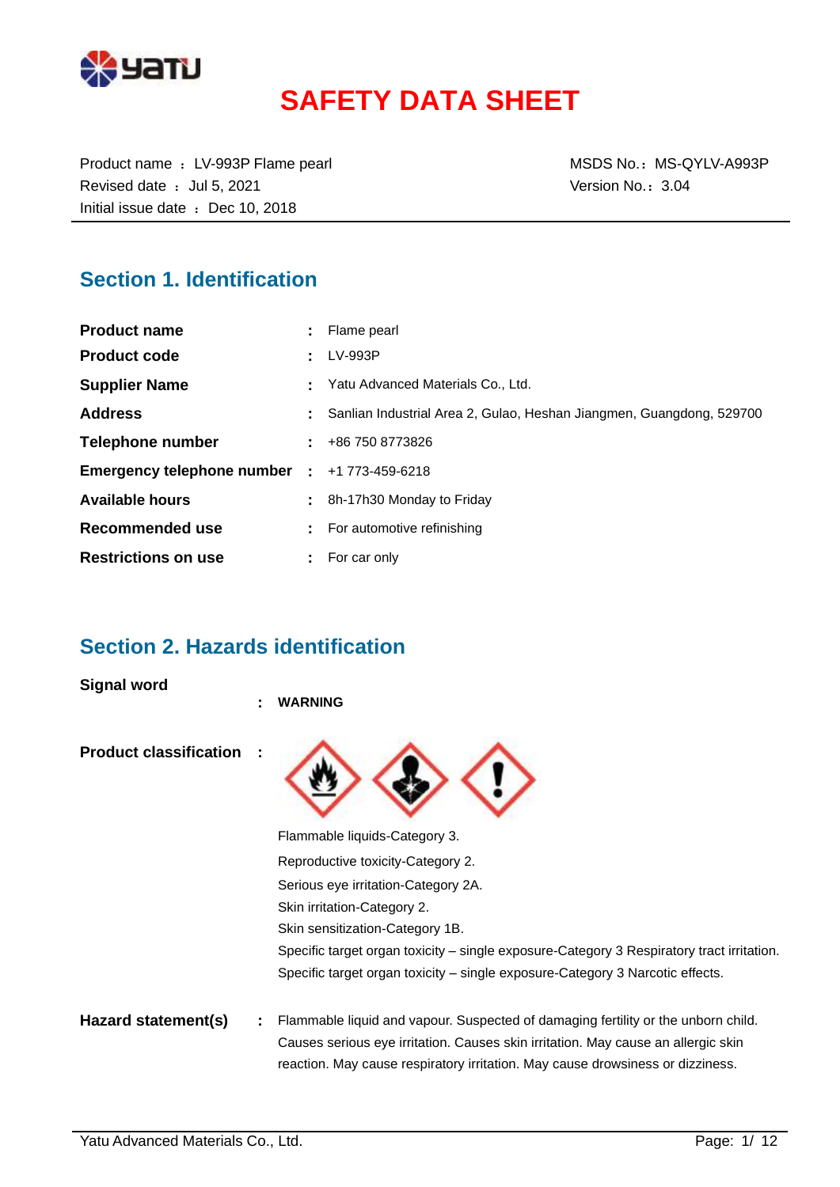# SAFETY DATA SHEET

Product name ： LV-993P Flame pearl
Revised date ： Jul 5, 2021
Initial issue date ： Dec 10, 2018

MSDS No.： MS-QYLV-A993P
Version No.： 3.04

## Section 1. Identification

| | | |
|---|---|---|
| **Product name** | : | Flame pearl |
| **Product code** | : | LV-993P |
| **Supplier Name** | : | Yatu Advanced Materials Co., Ltd. |
| **Address** | : | Sanlian Industrial Area 2, Gulao, Heshan Jiangmen, Guangdong, 529700 |
| **Telephone number** | : | +86 750 8773826 |
| **Emergency telephone number** | : | +1 773-459-6218 |
| **Available hours** | : | 8h-17h30 Monday to Friday |
| **Recommended use** | : | For automotive refinishing |
| **Restrictions on use** | : | For car only |

## Section 2. Hazards identification

**Signal word** : **WARNING**

**Product classification** :

Flammable liquids-Category 3.
Reproductive toxicity-Category 2.
Serious eye irritation-Category 2A.
Skin irritation-Category 2.
Skin sensitization-Category 1B.
Specific target organ toxicity – single exposure-Category 3 Respiratory tract irritation.
Specific target organ toxicity – single exposure-Category 3 Narcotic effects.

**Hazard statement(s)** : Flammable liquid and vapour. Suspected of damaging fertility or the unborn child. Causes serious eye irritation. Causes skin irritation. May cause an allergic skin reaction. May cause respiratory irritation. May cause drowsiness or dizziness.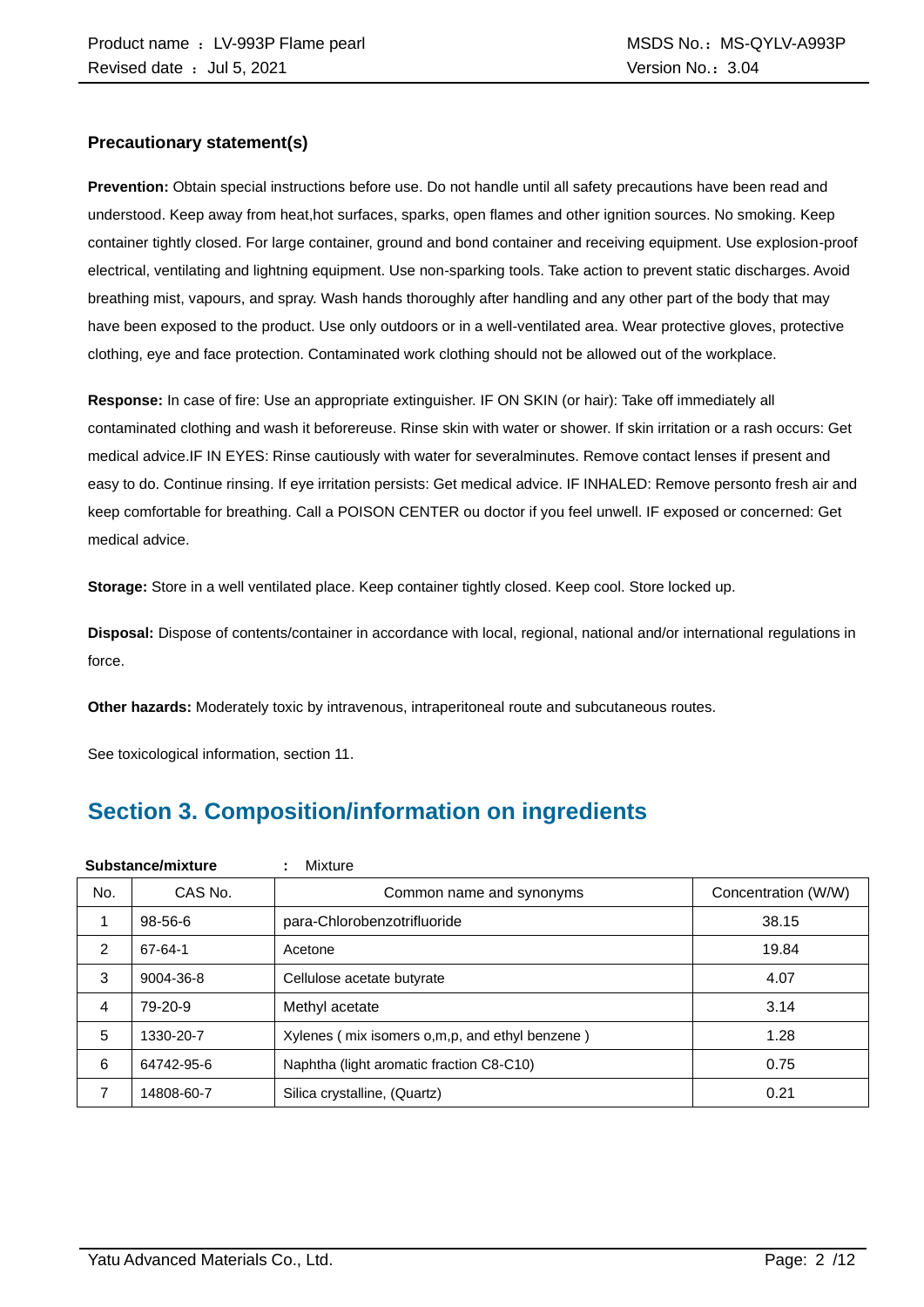### Precautionary statement(s)

**Prevention:** Obtain special instructions before use. Do not handle until all safety precautions have been read and understood. Keep away from heat,hot surfaces, sparks, open flames and other ignition sources. No smoking. Keep container tightly closed. For large container, ground and bond container and receiving equipment. Use explosion-proof electrical, ventilating and lightning equipment. Use non-sparking tools. Take action to prevent static discharges. Avoid breathing mist, vapours, and spray. Wash hands thoroughly after handling and any other part of the body that may have been exposed to the product. Use only outdoors or in a well-ventilated area. Wear protective gloves, protective clothing, eye and face protection. Contaminated work clothing should not be allowed out of the workplace.

**Response:** In case of fire: Use an appropriate extinguisher. IF ON SKIN (or hair): Take off immediately all contaminated clothing and wash it beforereuse. Rinse skin with water or shower. If skin irritation or a rash occurs: Get medical advice.IF IN EYES: Rinse cautiously with water for severalminutes. Remove contact lenses if present and easy to do. Continue rinsing. If eye irritation persists: Get medical advice. IF INHALED: Remove personto fresh air and keep comfortable for breathing. Call a POISON CENTER ou doctor if you feel unwell. IF exposed or concerned: Get medical advice.

**Storage:** Store in a well ventilated place. Keep container tightly closed. Keep cool. Store locked up.

**Disposal:** Dispose of contents/container in accordance with local, regional, national and/or international regulations in force.

**Other hazards:** Moderately toxic by intravenous, intraperitoneal route and subcutaneous routes.

See toxicological information, section 11.

## Section 3. Composition/information on ingredients

**Substance/mixture** : Mixture

| No. | CAS No. | Common name and synonyms | Concentration (W/W) |
|---|---|---|---|
| 1 | 98-56-6 | para-Chlorobenzotrifluoride | 38.15 |
| 2 | 67-64-1 | Acetone | 19.84 |
| 3 | 9004-36-8 | Cellulose acetate butyrate | 4.07 |
| 4 | 79-20-9 | Methyl acetate | 3.14 |
| 5 | 1330-20-7 | Xylenes ( mix isomers o,m,p, and ethyl benzene ) | 1.28 |
| 6 | 64742-95-6 | Naphtha (light aromatic fraction C8-C10) | 0.75 |
| 7 | 14808-60-7 | Silica crystalline, (Quartz) | 0.21 |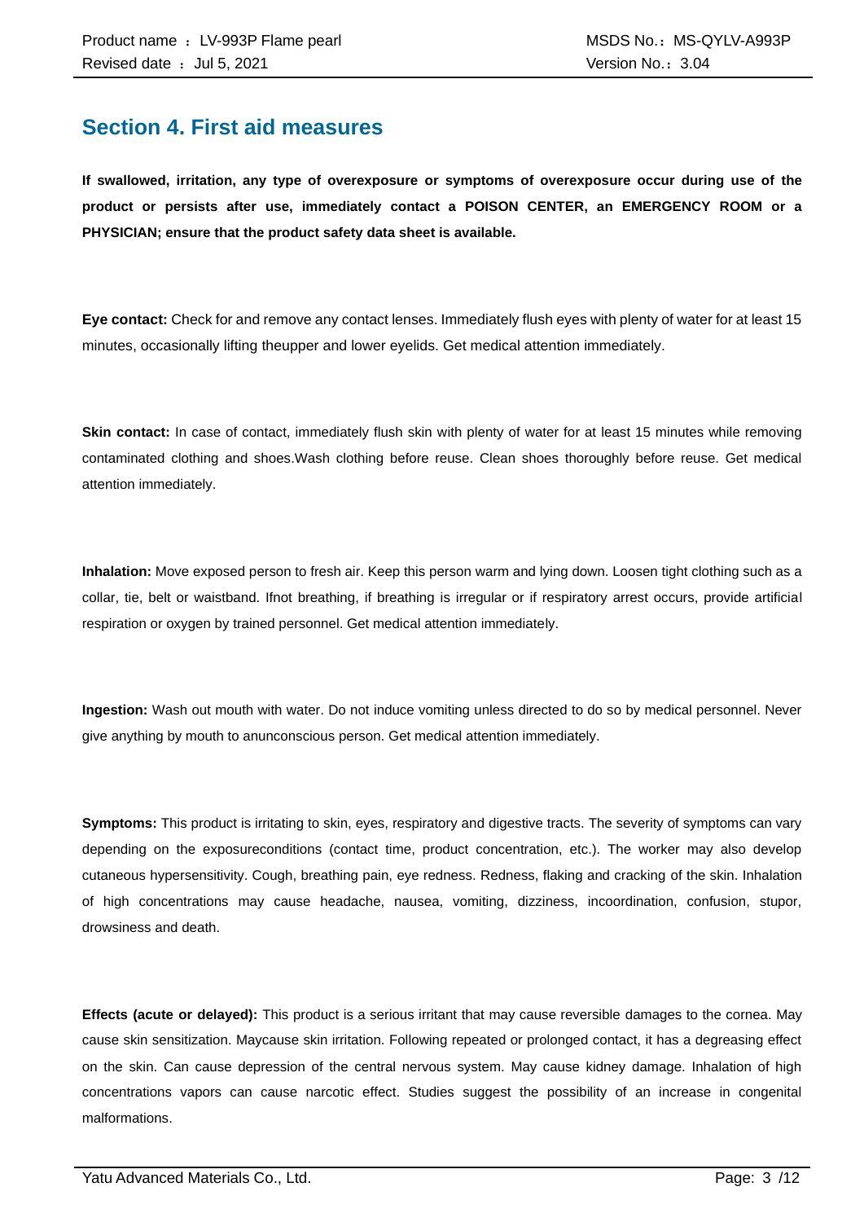## Section 4. First aid measures

**If swallowed, irritation, any type of overexposure or symptoms of overexposure occur during use of the product or persists after use, immediately contact a POISON CENTER, an EMERGENCY ROOM or a PHYSICIAN; ensure that the product safety data sheet is available.**

**Eye contact:** Check for and remove any contact lenses. Immediately flush eyes with plenty of water for at least 15 minutes, occasionally lifting theupper and lower eyelids. Get medical attention immediately.

**Skin contact:** In case of contact, immediately flush skin with plenty of water for at least 15 minutes while removing contaminated clothing and shoes.Wash clothing before reuse. Clean shoes thoroughly before reuse. Get medical attention immediately.

**Inhalation:** Move exposed person to fresh air. Keep this person warm and lying down. Loosen tight clothing such as a collar, tie, belt or waistband. Ifnot breathing, if breathing is irregular or if respiratory arrest occurs, provide artificial respiration or oxygen by trained personnel. Get medical attention immediately.

**Ingestion:** Wash out mouth with water. Do not induce vomiting unless directed to do so by medical personnel. Never give anything by mouth to anunconscious person. Get medical attention immediately.

**Symptoms:** This product is irritating to skin, eyes, respiratory and digestive tracts. The severity of symptoms can vary depending on the exposureconditions (contact time, product concentration, etc.). The worker may also develop cutaneous hypersensitivity. Cough, breathing pain, eye redness. Redness, flaking and cracking of the skin. Inhalation of high concentrations may cause headache, nausea, vomiting, dizziness, incoordination, confusion, stupor, drowsiness and death.

**Effects (acute or delayed):** This product is a serious irritant that may cause reversible damages to the cornea. May cause skin sensitization. Maycause skin irritation. Following repeated or prolonged contact, it has a degreasing effect on the skin. Can cause depression of the central nervous system. May cause kidney damage. Inhalation of high concentrations vapors can cause narcotic effect. Studies suggest the possibility of an increase in congenital malformations.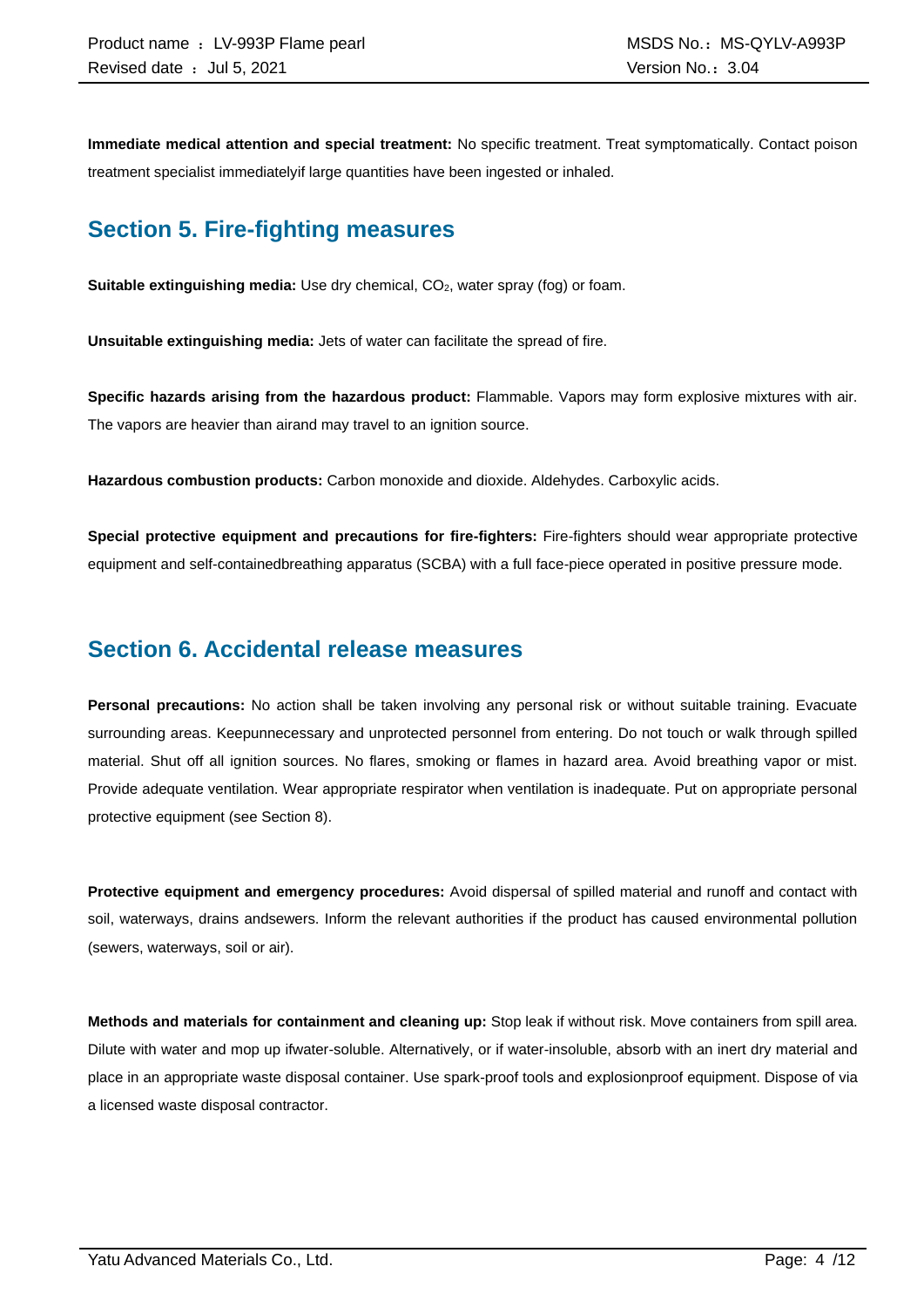**Immediate medical attention and special treatment:** No specific treatment. Treat symptomatically. Contact poison treatment specialist immediatelyif large quantities have been ingested or inhaled.

## Section 5. Fire-fighting measures

**Suitable extinguishing media:** Use dry chemical, $CO_2$, water spray (fog) or foam.

**Unsuitable extinguishing media:** Jets of water can facilitate the spread of fire.

**Specific hazards arising from the hazardous product:** Flammable. Vapors may form explosive mixtures with air. The vapors are heavier than airand may travel to an ignition source.

**Hazardous combustion products:** Carbon monoxide and dioxide. Aldehydes. Carboxylic acids.

**Special protective equipment and precautions for fire-fighters:** Fire-fighters should wear appropriate protective equipment and self-containedbreathing apparatus (SCBA) with a full face-piece operated in positive pressure mode.

## Section 6. Accidental release measures

**Personal precautions:** No action shall be taken involving any personal risk or without suitable training. Evacuate surrounding areas. Keepunnecessary and unprotected personnel from entering. Do not touch or walk through spilled material. Shut off all ignition sources. No flares, smoking or flames in hazard area. Avoid breathing vapor or mist. Provide adequate ventilation. Wear appropriate respirator when ventilation is inadequate. Put on appropriate personal protective equipment (see Section 8).

**Protective equipment and emergency procedures:** Avoid dispersal of spilled material and runoff and contact with soil, waterways, drains andsewers. Inform the relevant authorities if the product has caused environmental pollution (sewers, waterways, soil or air).

**Methods and materials for containment and cleaning up:** Stop leak if without risk. Move containers from spill area. Dilute with water and mop up ifwater-soluble. Alternatively, or if water-insoluble, absorb with an inert dry material and place in an appropriate waste disposal container. Use spark-proof tools and explosionproof equipment. Dispose of via a licensed waste disposal contractor.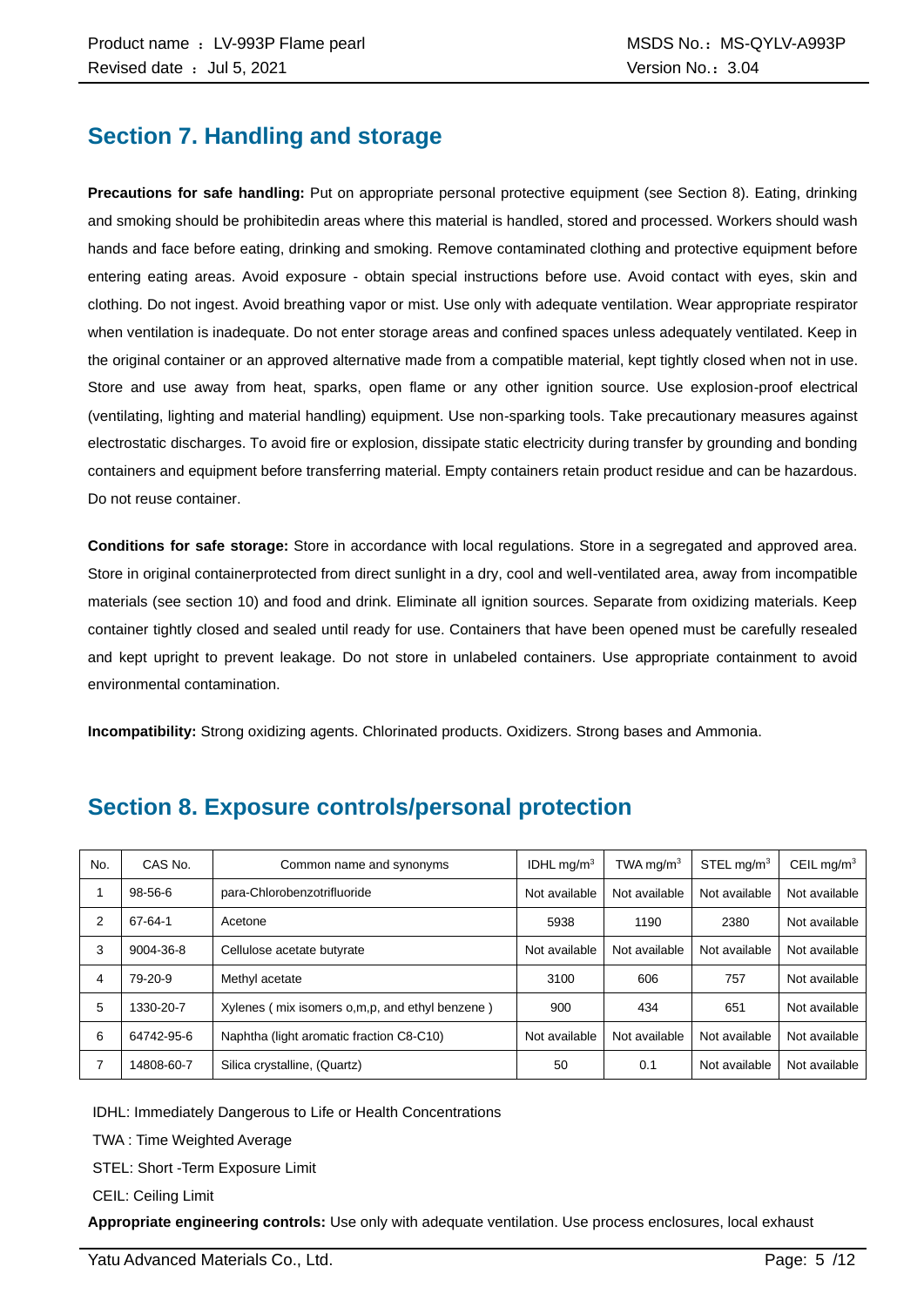## Section 7. Handling and storage

**Precautions for safe handling:** Put on appropriate personal protective equipment (see Section 8). Eating, drinking and smoking should be prohibitedin areas where this material is handled, stored and processed. Workers should wash hands and face before eating, drinking and smoking. Remove contaminated clothing and protective equipment before entering eating areas. Avoid exposure - obtain special instructions before use. Avoid contact with eyes, skin and clothing. Do not ingest. Avoid breathing vapor or mist. Use only with adequate ventilation. Wear appropriate respirator when ventilation is inadequate. Do not enter storage areas and confined spaces unless adequately ventilated. Keep in the original container or an approved alternative made from a compatible material, kept tightly closed when not in use. Store and use away from heat, sparks, open flame or any other ignition source. Use explosion-proof electrical (ventilating, lighting and material handling) equipment. Use non-sparking tools. Take precautionary measures against electrostatic discharges. To avoid fire or explosion, dissipate static electricity during transfer by grounding and bonding containers and equipment before transferring material. Empty containers retain product residue and can be hazardous. Do not reuse container.

**Conditions for safe storage:** Store in accordance with local regulations. Store in a segregated and approved area. Store in original containerprotected from direct sunlight in a dry, cool and well-ventilated area, away from incompatible materials (see section 10) and food and drink. Eliminate all ignition sources. Separate from oxidizing materials. Keep container tightly closed and sealed until ready for use. Containers that have been opened must be carefully resealed and kept upright to prevent leakage. Do not store in unlabeled containers. Use appropriate containment to avoid environmental contamination.

**Incompatibility:** Strong oxidizing agents. Chlorinated products. Oxidizers. Strong bases and Ammonia.

## Section 8. Exposure controls/personal protection

| No. | CAS No. | Common name and synonyms | IDHL mg/m$^3$ | TWA mg/m$^3$ | STEL mg/m$^3$ | CEIL mg/m$^3$ |
|---|---|---|---|---|---|---|
| 1 | 98-56-6 | para-Chlorobenzotrifluoride | Not available | Not available | Not available | Not available |
| 2 | 67-64-1 | Acetone | 5938 | 1190 | 2380 | Not available |
| 3 | 9004-36-8 | Cellulose acetate butyrate | Not available | Not available | Not available | Not available |
| 4 | 79-20-9 | Methyl acetate | 3100 | 606 | 757 | Not available |
| 5 | 1330-20-7 | Xylenes ( mix isomers o,m,p, and ethyl benzene ) | 900 | 434 | 651 | Not available |
| 6 | 64742-95-6 | Naphtha (light aromatic fraction C8-C10) | Not available | Not available | Not available | Not available |
| 7 | 14808-60-7 | Silica crystalline, (Quartz) | 50 | 0.1 | Not available | Not available |

IDHL: Immediately Dangerous to Life or Health Concentrations

TWA : Time Weighted Average

STEL: Short -Term Exposure Limit

CEIL: Ceiling Limit

**Appropriate engineering controls:** Use only with adequate ventilation. Use process enclosures, local exhaust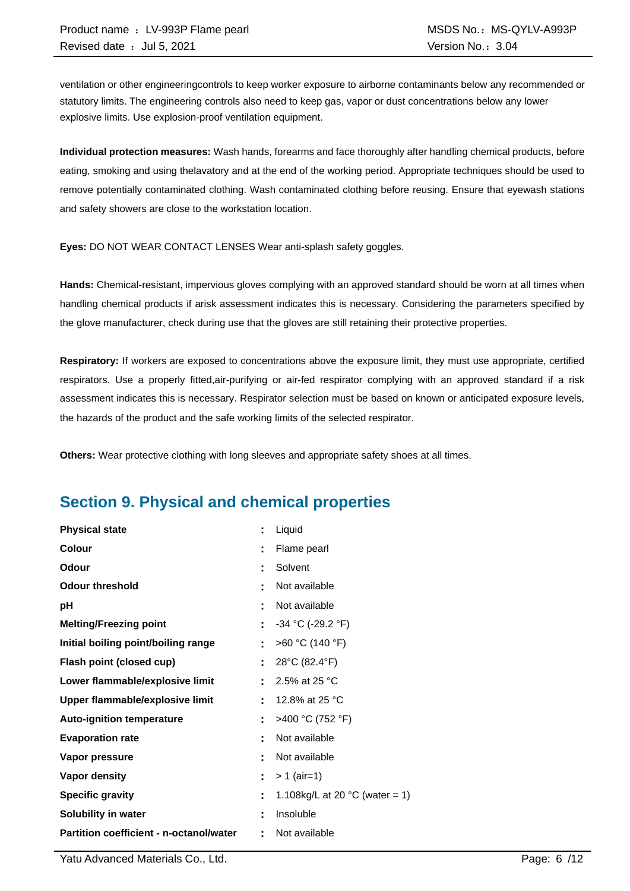ventilation or other engineeringcontrols to keep worker exposure to airborne contaminants below any recommended or statutory limits. The engineering controls also need to keep gas, vapor or dust concentrations below any lower explosive limits. Use explosion-proof ventilation equipment.

**Individual protection measures:** Wash hands, forearms and face thoroughly after handling chemical products, before eating, smoking and using thelavatory and at the end of the working period. Appropriate techniques should be used to remove potentially contaminated clothing. Wash contaminated clothing before reusing. Ensure that eyewash stations and safety showers are close to the workstation location.

**Eyes:** DO NOT WEAR CONTACT LENSES Wear anti-splash safety goggles.

**Hands:** Chemical-resistant, impervious gloves complying with an approved standard should be worn at all times when handling chemical products if arisk assessment indicates this is necessary. Considering the parameters specified by the glove manufacturer, check during use that the gloves are still retaining their protective properties.

**Respiratory:** If workers are exposed to concentrations above the exposure limit, they must use appropriate, certified respirators. Use a properly fitted,air-purifying or air-fed respirator complying with an approved standard if a risk assessment indicates this is necessary. Respirator selection must be based on known or anticipated exposure levels, the hazards of the product and the safe working limits of the selected respirator.

**Others:** Wear protective clothing with long sleeves and appropriate safety shoes at all times.

## Section 9. Physical and chemical properties

| | | |
|---|---|---|
| **Physical state** | : | Liquid |
| **Colour** | : | Flame pearl |
| **Odour** | : | Solvent |
| **Odour threshold** | : | Not available |
| **pH** | : | Not available |
| **Melting/Freezing point** | : | -34 °C (-29.2 °F) |
| **Initial boiling point/boiling range** | : | >60 °C (140 °F) |
| **Flash point (closed cup)** | : | 28°C (82.4°F) |
| **Lower flammable/explosive limit** | : | 2.5% at 25 °C |
| **Upper flammable/explosive limit** | : | 12.8% at 25 °C |
| **Auto-ignition temperature** | : | >400 °C (752 °F) |
| **Evaporation rate** | : | Not available |
| **Vapor pressure** | : | Not available |
| **Vapor density** | : | > 1 (air=1) |
| **Specific gravity** | : | 1.108kg/L at 20 °C (water = 1) |
| **Solubility in water** | : | Insoluble |
| **Partition coefficient - n-octanol/water** | : | Not available |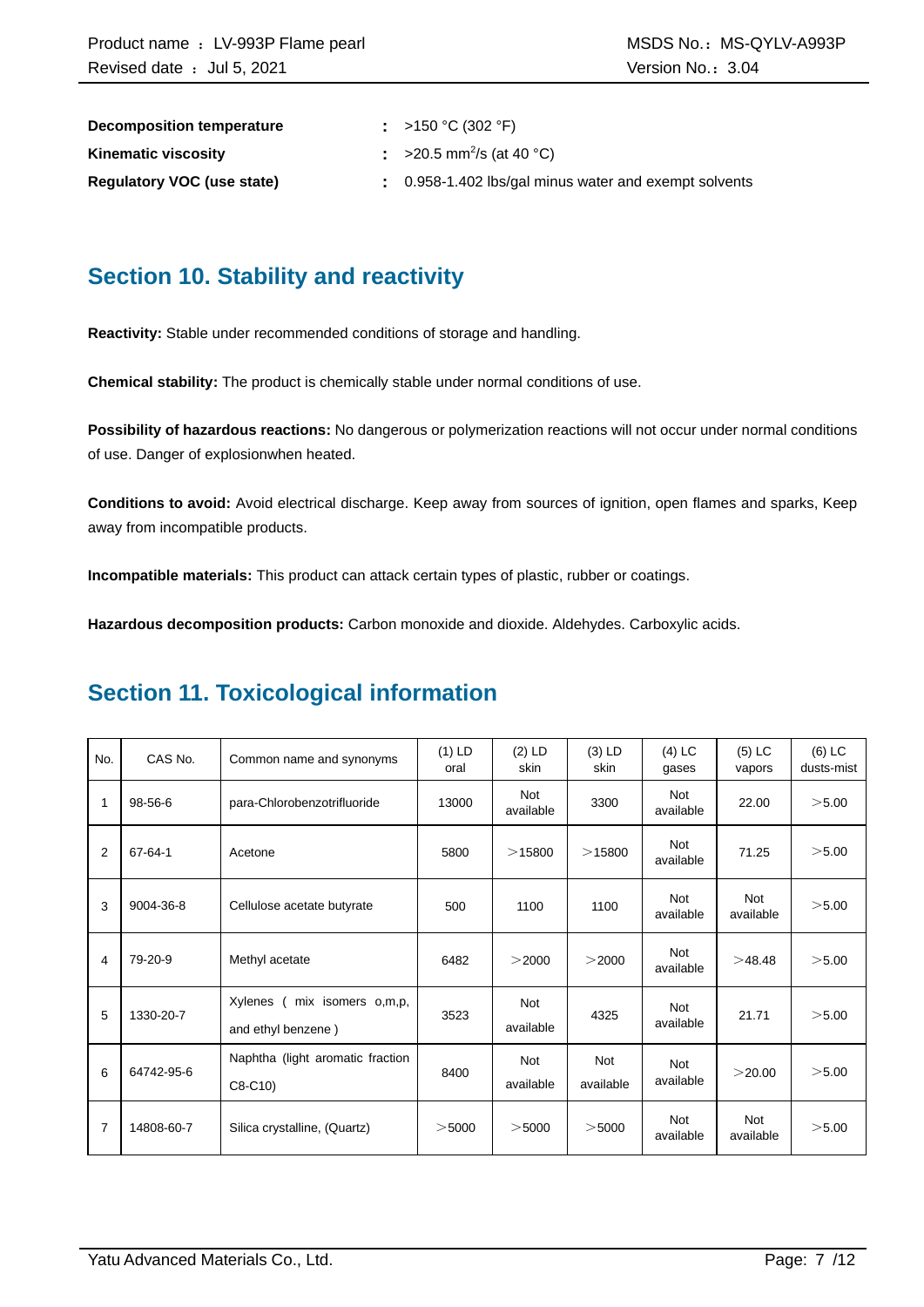**Decomposition temperature** : >150 °C (302 °F)

**Kinematic viscosity** : >20.5 $mm^2/s$ (at 40 °C)

**Regulatory VOC (use state)** : 0.958-1.402 lbs/gal minus water and exempt solvents

## Section 10. Stability and reactivity

**Reactivity:** Stable under recommended conditions of storage and handling.

**Chemical stability:** The product is chemically stable under normal conditions of use.

**Possibility of hazardous reactions:** No dangerous or polymerization reactions will not occur under normal conditions of use. Danger of explosionwhen heated.

**Conditions to avoid:** Avoid electrical discharge. Keep away from sources of ignition, open flames and sparks, Keep away from incompatible products.

**Incompatible materials:** This product can attack certain types of plastic, rubber or coatings.

**Hazardous decomposition products:** Carbon monoxide and dioxide. Aldehydes. Carboxylic acids.

## Section 11. Toxicological information

| No. | CAS No. | Common name and synonyms | (1) LD oral | (2) LD skin | (3) LD skin | (4) LC gases | (5) LC vapors | (6) LC dusts-mist |
|---|---|---|---|---|---|---|---|---|
| 1 | 98-56-6 | para-Chlorobenzotrifluoride | 13000 | Not available | 3300 | Not available | 22.00 | ＞5.00 |
| 2 | 67-64-1 | Acetone | 5800 | ＞15800 | ＞15800 | Not available | 71.25 | ＞5.00 |
| 3 | 9004-36-8 | Cellulose acetate butyrate | 500 | 1100 | 1100 | Not available | Not available | ＞5.00 |
| 4 | 79-20-9 | Methyl acetate | 6482 | ＞2000 | ＞2000 | Not available | ＞48.48 | ＞5.00 |
| 5 | 1330-20-7 | Xylenes ( mix isomers o,m,p, and ethyl benzene ) | 3523 | Not available | 4325 | Not available | 21.71 | ＞5.00 |
| 6 | 64742-95-6 | Naphtha (light aromatic fraction C8-C10) | 8400 | Not available | Not available | Not available | ＞20.00 | ＞5.00 |
| 7 | 14808-60-7 | Silica crystalline, (Quartz) | ＞5000 | ＞5000 | ＞5000 | Not available | Not available | ＞5.00 |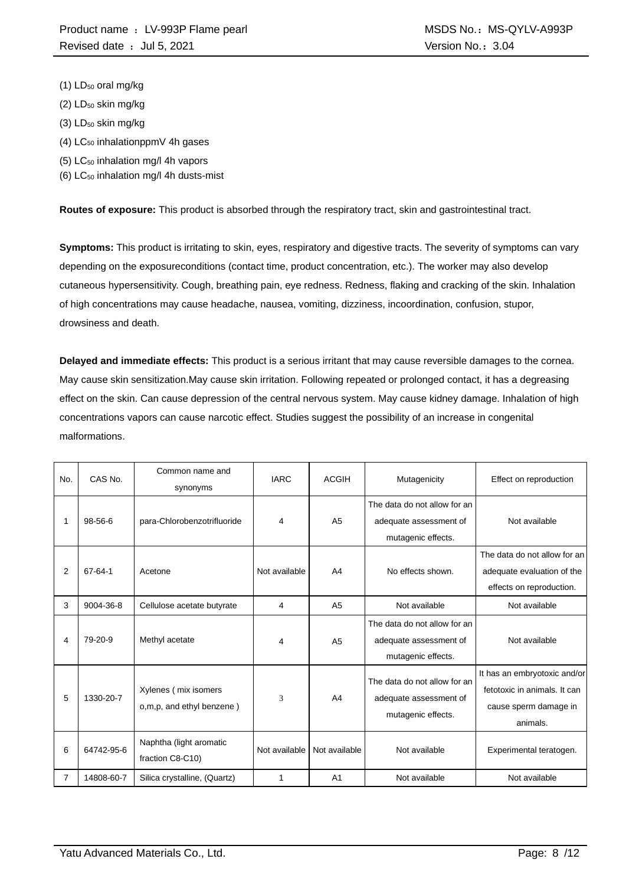(1) $LD_{50}$ oral mg/kg

(2) $LD_{50}$ skin mg/kg

(3) $LD_{50}$ skin mg/kg

(4) $LC_{50}$ inhalationppmV 4h gases

(5) $LC_{50}$ inhalation mg/l 4h vapors

(6) $LC_{50}$ inhalation mg/l 4h dusts-mist

**Routes of exposure:** This product is absorbed through the respiratory tract, skin and gastrointestinal tract.

**Symptoms:** This product is irritating to skin, eyes, respiratory and digestive tracts. The severity of symptoms can vary depending on the exposureconditions (contact time, product concentration, etc.). The worker may also develop cutaneous hypersensitivity. Cough, breathing pain, eye redness. Redness, flaking and cracking of the skin. Inhalation of high concentrations may cause headache, nausea, vomiting, dizziness, incoordination, confusion, stupor, drowsiness and death.

**Delayed and immediate effects:** This product is a serious irritant that may cause reversible damages to the cornea. May cause skin sensitization.May cause skin irritation. Following repeated or prolonged contact, it has a degreasing effect on the skin. Can cause depression of the central nervous system. May cause kidney damage. Inhalation of high concentrations vapors can cause narcotic effect. Studies suggest the possibility of an increase in congenital malformations.

| No. | CAS No. | Common name and synonyms | IARC | ACGIH | Mutagenicity | Effect on reproduction |
|---|---|---|---|---|---|---|
| 1 | 98-56-6 | para-Chlorobenzotrifluoride | 4 | A5 | The data do not allow for an adequate assessment of mutagenic effects. | Not available |
| 2 | 67-64-1 | Acetone | Not available | A4 | No effects shown. | The data do not allow for an adequate evaluation of the effects on reproduction. |
| 3 | 9004-36-8 | Cellulose acetate butyrate | 4 | A5 | Not available | Not available |
| 4 | 79-20-9 | Methyl acetate | 4 | A5 | The data do not allow for an adequate assessment of mutagenic effects. | Not available |
| 5 | 1330-20-7 | Xylenes ( mix isomers o,m,p, and ethyl benzene ) | 3 | A4 | The data do not allow for an adequate assessment of mutagenic effects. | It has an embryotoxic and/or fetotoxic in animals. It can cause sperm damage in animals. |
| 6 | 64742-95-6 | Naphtha (light aromatic fraction C8-C10) | Not available | Not available | Not available | Experimental teratogen. |
| 7 | 14808-60-7 | Silica crystalline, (Quartz) | 1 | A1 | Not available | Not available |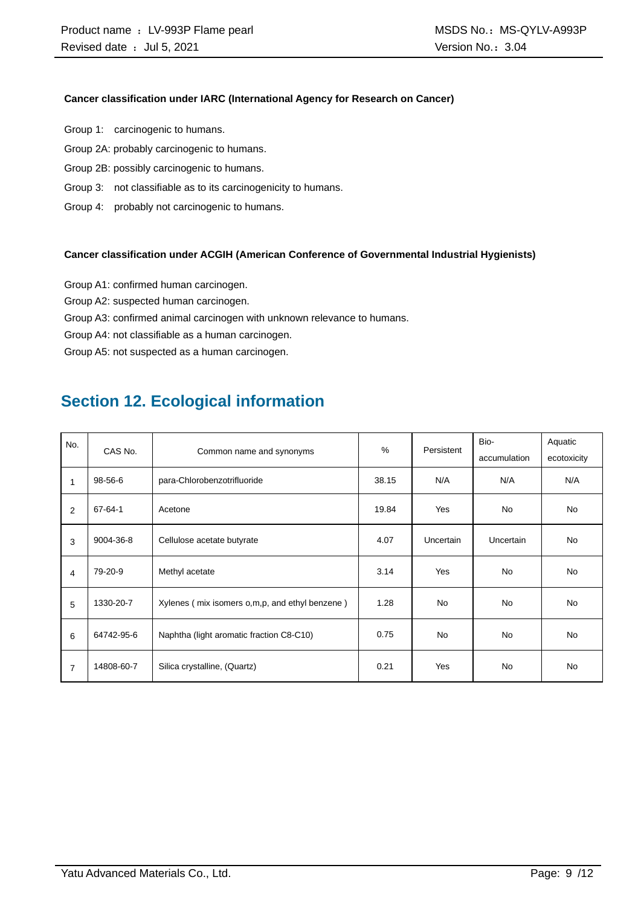**Cancer classification under IARC (International Agency for Research on Cancer)**

Group 1: carcinogenic to humans.

Group 2A: probably carcinogenic to humans.

Group 2B: possibly carcinogenic to humans.

Group 3: not classifiable as to its carcinogenicity to humans.

Group 4: probably not carcinogenic to humans.

**Cancer classification under ACGIH (American Conference of Governmental Industrial Hygienists)**

Group A1: confirmed human carcinogen.

Group A2: suspected human carcinogen.

Group A3: confirmed animal carcinogen with unknown relevance to humans.

Group A4: not classifiable as a human carcinogen.

Group A5: not suspected as a human carcinogen.

## Section 12. Ecological information

| No. | CAS No. | Common name and synonyms | % | Persistent | Bio-accumulation | Aquatic ecotoxicity |
|---|---|---|---|---|---|---|
| 1 | 98-56-6 | para-Chlorobenzotrifluoride | 38.15 | N/A | N/A | N/A |
| 2 | 67-64-1 | Acetone | 19.84 | Yes | No | No |
| 3 | 9004-36-8 | Cellulose acetate butyrate | 4.07 | Uncertain | Uncertain | No |
| 4 | 79-20-9 | Methyl acetate | 3.14 | Yes | No | No |
| 5 | 1330-20-7 | Xylenes ( mix isomers o,m,p, and ethyl benzene ) | 1.28 | No | No | No |
| 6 | 64742-95-6 | Naphtha (light aromatic fraction C8-C10) | 0.75 | No | No | No |
| 7 | 14808-60-7 | Silica crystalline, (Quartz) | 0.21 | Yes | No | No |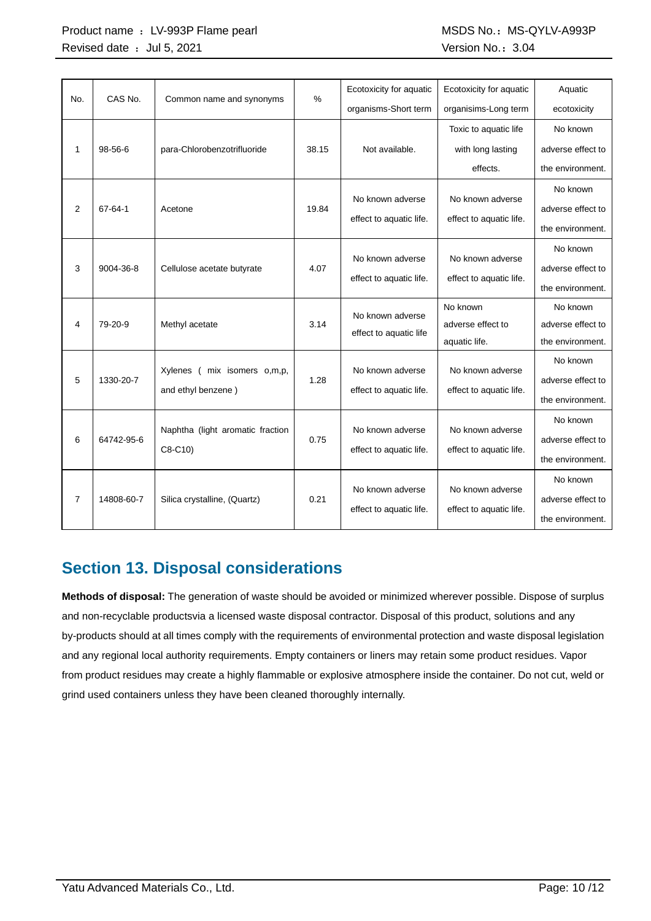| No. | CAS No. | Common name and synonyms | % | Ecotoxicity for aquatic organisms-Short term | Ecotoxicity for aquatic organisims-Long term | Aquatic ecotoxicity |
|---|---|---|---|---|---|---|
| 1 | 98-56-6 | para-Chlorobenzotrifluoride | 38.15 | Not available. | Toxic to aquatic life with long lasting effects. | No known adverse effect to the environment. |
| 2 | 67-64-1 | Acetone | 19.84 | No known adverse effect to aquatic life. | No known adverse effect to aquatic life. | No known adverse effect to the environment. |
| 3 | 9004-36-8 | Cellulose acetate butyrate | 4.07 | No known adverse effect to aquatic life. | No known adverse effect to aquatic life. | No known adverse effect to the environment. |
| 4 | 79-20-9 | Methyl acetate | 3.14 | No known adverse effect to aquatic life | No known adverse effect to aquatic life. | No known adverse effect to the environment. |
| 5 | 1330-20-7 | Xylenes ( mix isomers o,m,p, and ethyl benzene ) | 1.28 | No known adverse effect to aquatic life. | No known adverse effect to aquatic life. | No known adverse effect to the environment. |
| 6 | 64742-95-6 | Naphtha (light aromatic fraction C8-C10) | 0.75 | No known adverse effect to aquatic life. | No known adverse effect to aquatic life. | No known adverse effect to the environment. |
| 7 | 14808-60-7 | Silica crystalline, (Quartz) | 0.21 | No known adverse effect to aquatic life. | No known adverse effect to aquatic life. | No known adverse effect to the environment. |

## Section 13. Disposal considerations

**Methods of disposal:** The generation of waste should be avoided or minimized wherever possible. Dispose of surplus and non-recyclable productsvia a licensed waste disposal contractor. Disposal of this product, solutions and any by-products should at all times comply with the requirements of environmental protection and waste disposal legislation and any regional local authority requirements. Empty containers or liners may retain some product residues. Vapor from product residues may create a highly flammable or explosive atmosphere inside the container. Do not cut, weld or grind used containers unless they have been cleaned thoroughly internally.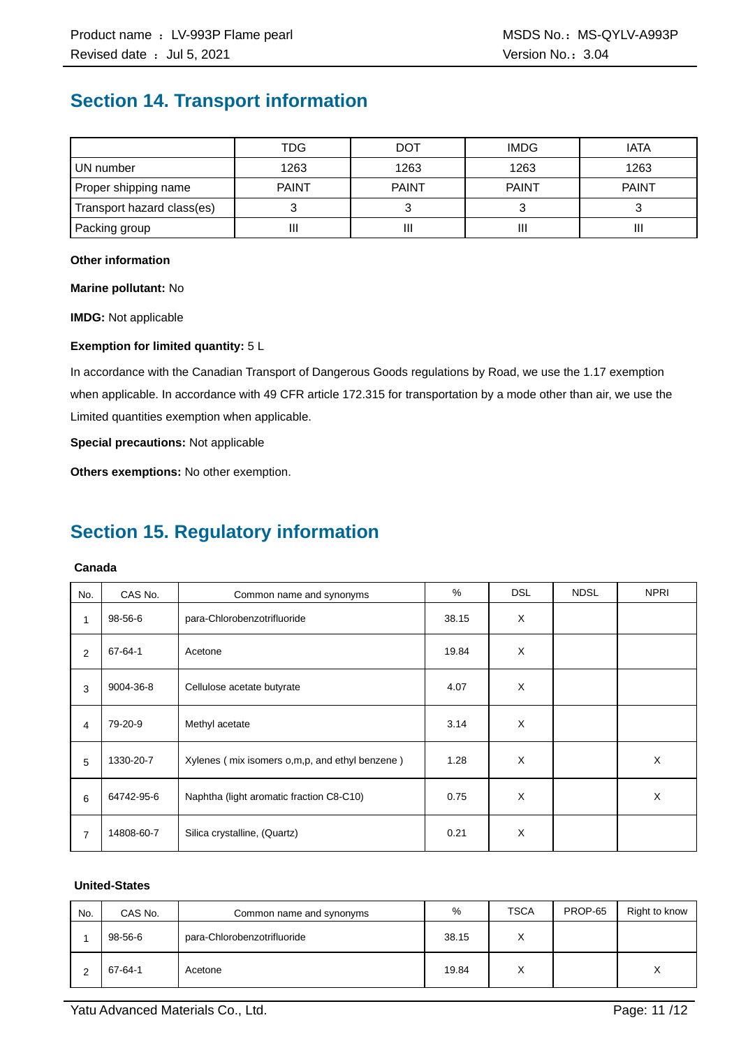## Section 14. Transport information

| | TDG | DOT | IMDG | IATA |
|---|---|---|---|---|
| UN number | 1263 | 1263 | 1263 | 1263 |
| Proper shipping name | PAINT | PAINT | PAINT | PAINT |
| Transport hazard class(es) | 3 | 3 | 3 | 3 |
| Packing group | III | III | III | III |

**Other information**

**Marine pollutant:** No

**IMDG:** Not applicable

**Exemption for limited quantity:** 5 L

In accordance with the Canadian Transport of Dangerous Goods regulations by Road, we use the 1.17 exemption when applicable. In accordance with 49 CFR article 172.315 for transportation by a mode other than air, we use the Limited quantities exemption when applicable.

**Special precautions:** Not applicable

**Others exemptions:** No other exemption.

## Section 15. Regulatory information

**Canada**

| No. | CAS No. | Common name and synonyms | % | DSL | NDSL | NPRI |
|---|---|---|---|---|---|---|
| 1 | 98-56-6 | para-Chlorobenzotrifluoride | 38.15 | X | | |
| 2 | 67-64-1 | Acetone | 19.84 | X | | |
| 3 | 9004-36-8 | Cellulose acetate butyrate | 4.07 | X | | |
| 4 | 79-20-9 | Methyl acetate | 3.14 | X | | |
| 5 | 1330-20-7 | Xylenes ( mix isomers o,m,p, and ethyl benzene ) | 1.28 | X | | X |
| 6 | 64742-95-6 | Naphtha (light aromatic fraction C8-C10) | 0.75 | X | | X |
| 7 | 14808-60-7 | Silica crystalline, (Quartz) | 0.21 | X | | |

**United-States**

| No. | CAS No. | Common name and synonyms | % | TSCA | PROP-65 | Right to know |
|---|---|---|---|---|---|---|
| 1 | 98-56-6 | para-Chlorobenzotrifluoride | 38.15 | X | | |
| 2 | 67-64-1 | Acetone | 19.84 | X | | X |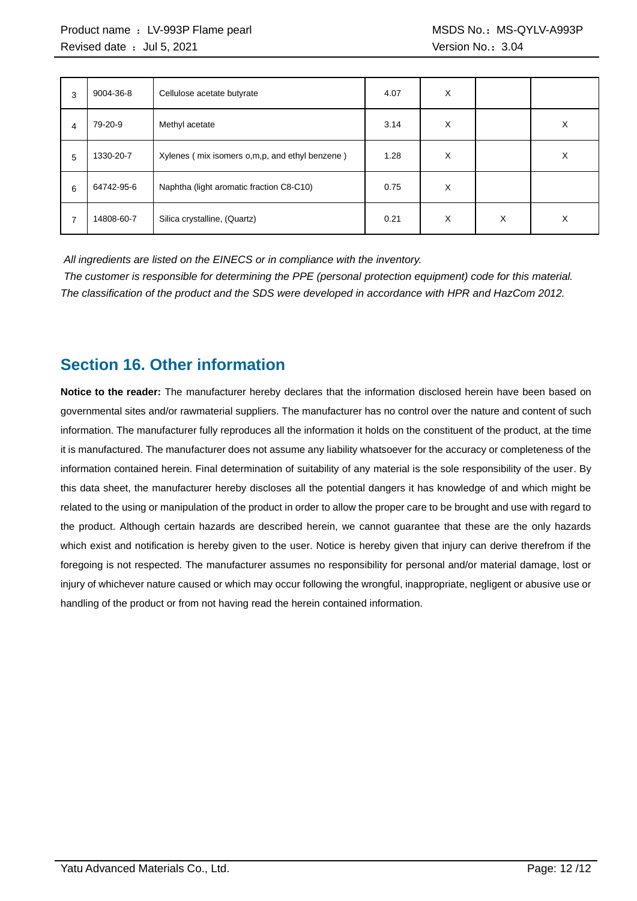| | | | | | | |
|---|---|---|---|---|---|---|
| 3 | 9004-36-8 | Cellulose acetate butyrate | 4.07 | X | | |
| 4 | 79-20-9 | Methyl acetate | 3.14 | X | | X |
| 5 | 1330-20-7 | Xylenes ( mix isomers o,m,p, and ethyl benzene ) | 1.28 | X | | X |
| 6 | 64742-95-6 | Naphtha (light aromatic fraction C8-C10) | 0.75 | X | | |
| 7 | 14808-60-7 | Silica crystalline, (Quartz) | 0.21 | X | X | X |

*All ingredients are listed on the EINECS or in compliance with the inventory.*

*The customer is responsible for determining the PPE (personal protection equipment) code for this material.*

*The classification of the product and the SDS were developed in accordance with HPR and HazCom 2012.*

## Section 16. Other information

**Notice to the reader:** The manufacturer hereby declares that the information disclosed herein have been based on governmental sites and/or rawmaterial suppliers. The manufacturer has no control over the nature and content of such information. The manufacturer fully reproduces all the information it holds on the constituent of the product, at the time it is manufactured. The manufacturer does not assume any liability whatsoever for the accuracy or completeness of the information contained herein. Final determination of suitability of any material is the sole responsibility of the user. By this data sheet, the manufacturer hereby discloses all the potential dangers it has knowledge of and which might be related to the using or manipulation of the product in order to allow the proper care to be brought and use with regard to the product. Although certain hazards are described herein, we cannot guarantee that these are the only hazards which exist and notification is hereby given to the user. Notice is hereby given that injury can derive therefrom if the foregoing is not respected. The manufacturer assumes no responsibility for personal and/or material damage, lost or injury of whichever nature caused or which may occur following the wrongful, inappropriate, negligent or abusive use or handling of the product or from not having read the herein contained information.